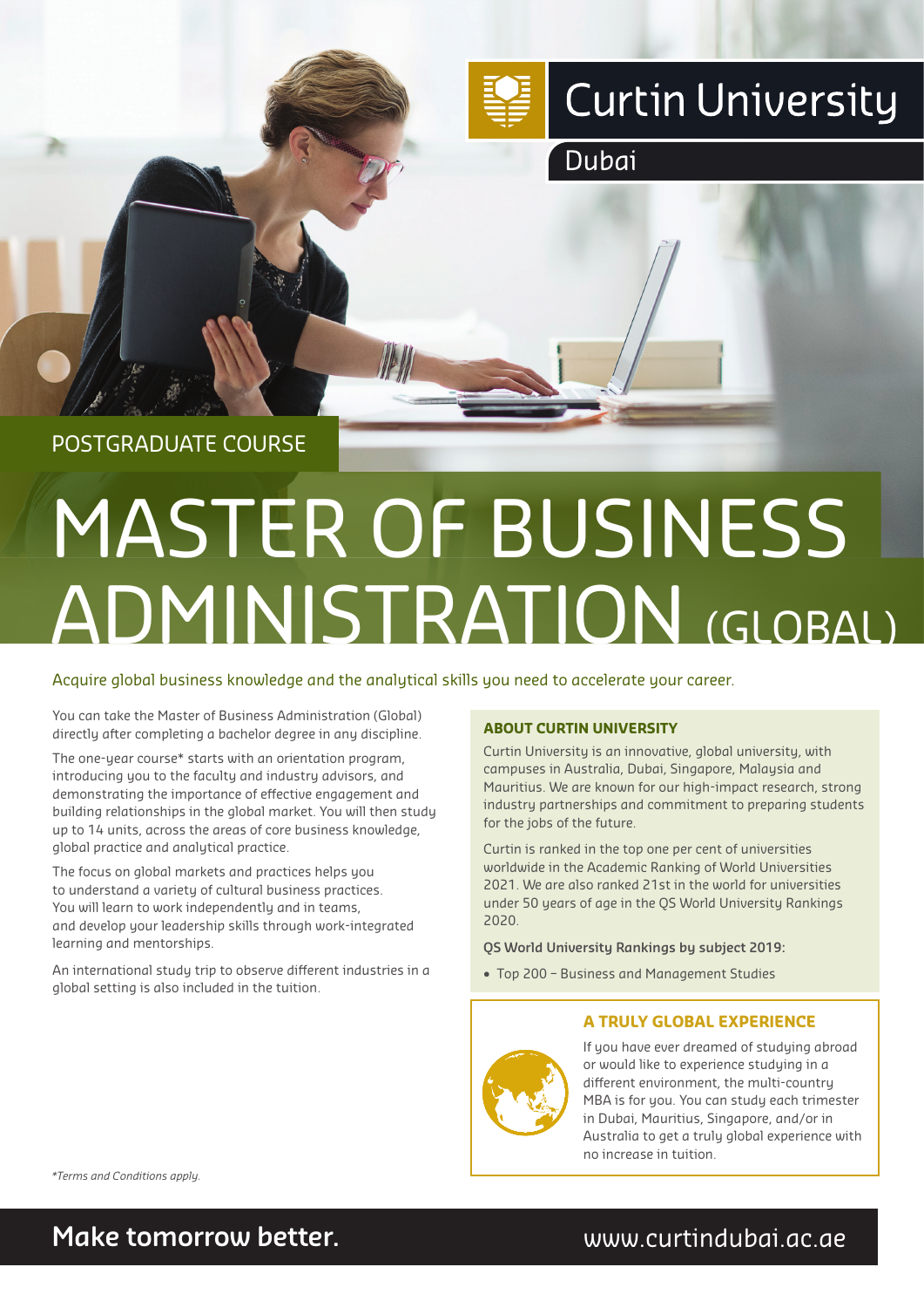Curtin University

Dubai

POSTGRADUATE COURSE

# MASTER OF BUSINESS ADMINISTRATION (GLOBAL)

Acquire global business knowledge and the analytical skills you need to accelerate your career.

You can take the Master of Business Administration (Global) directly after completing a bachelor degree in any discipline.

The one-year course* starts with an orientation program, introducing you to the faculty and industry advisors, and demonstrating the importance of effective engagement and building relationships in the global market. You will then study up to 14 units, across the areas of core business knowledge, global practice and analytical practice.

The focus on global markets and practices helps you to understand a variety of cultural business practices. You will learn to work independently and in teams, and develop your leadership skills through work-integrated learning and mentorships.

An international study trip to observe different industries in a global setting is also included in the tuition.

*Terms and Conditions apply.*

### ABOUT CURTIN UNIVERSITY

Curtin University is an innovative, global university, with campuses in Australia, Dubai, Singapore, Malaysia and Mauritius. We are known for our high-impact research, strong industry partnerships and commitment to preparing students for the jobs of the future.

Curtin is ranked in the top one per cent of universities worldwide in the Academic Ranking of World Universities 2021. We are also ranked 21st in the world for universities under 50 years of age in the QS World University Rankings 2020.

**QS World University Rankings by subject 2019:**

- Top 200 – Business and Management Studies

### A TRULY GLOBAL EXPERIENCE

If you have ever dreamed of studying abroad or would like to experience studying in a different environment, the multi-country MBA is for you. You can study each trimester in Dubai, Mauritius, Singapore, and/or in Australia to get a truly global experience with no increase in tuition.

**Make tomorrow better.** www.curtindubai.ac.ae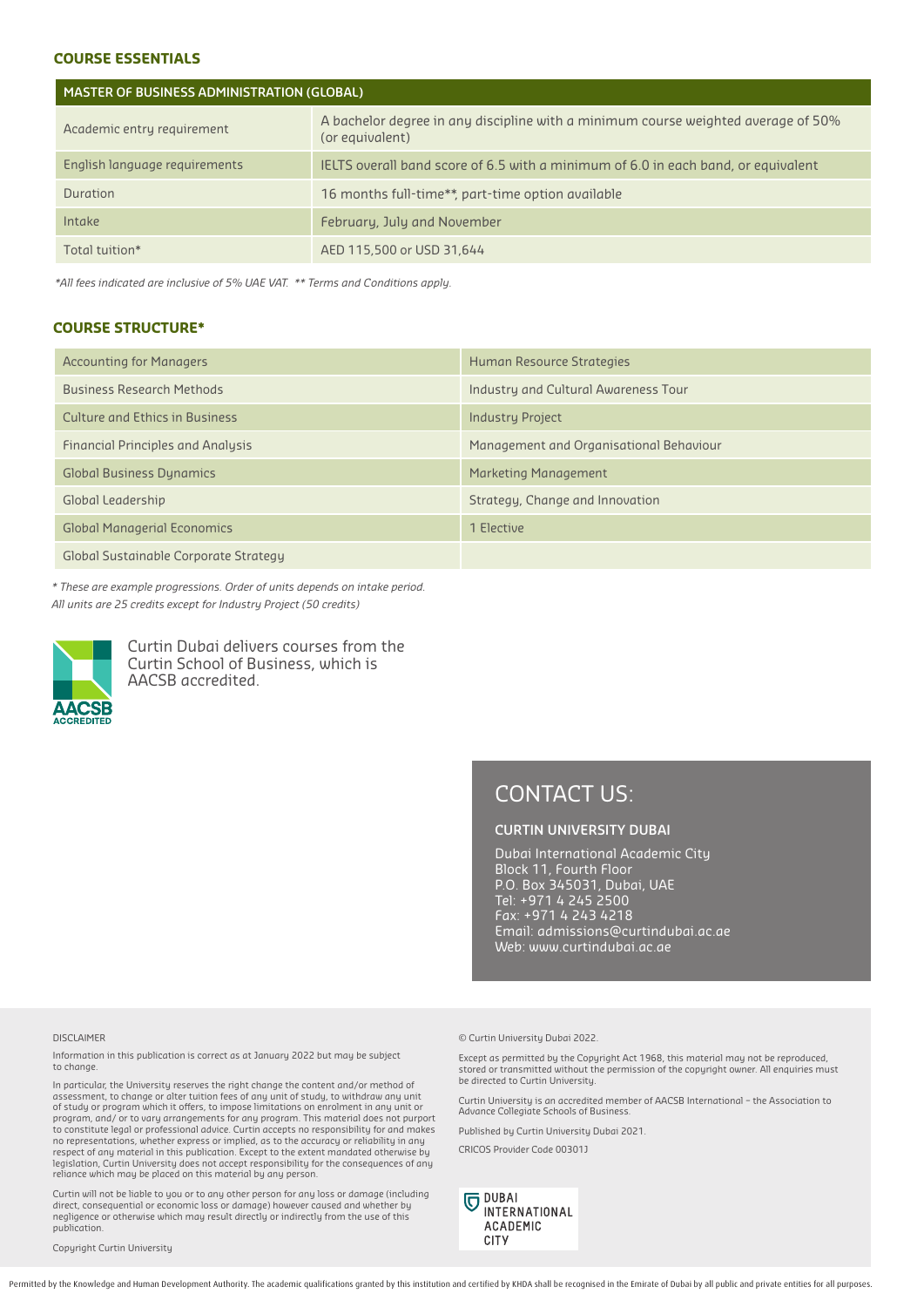## COURSE ESSENTIALS

| MASTER OF BUSINESS ADMINISTRATION (GLOBAL) | |
|---|---|
| Academic entry requirement | A bachelor degree in any discipline with a minimum course weighted average of 50% (or equivalent) |
| English language requirements | IELTS overall band score of 6.5 with a minimum of 6.0 in each band, or equivalent |
| Duration | 16 months full-time**, part-time option available |
| Intake | February, July and November |
| Total tuition* | AED 115,500 or USD 31,644 |

*\*All fees indicated are inclusive of 5% UAE VAT. \*\* Terms and Conditions apply.*

## COURSE STRUCTURE*

| | |
|---|---|
| Accounting for Managers | Human Resource Strategies |
| Business Research Methods | Industry and Cultural Awareness Tour |
| Culture and Ethics in Business | Industry Project |
| Financial Principles and Analysis | Management and Organisational Behaviour |
| Global Business Dynamics | Marketing Management |
| Global Leadership | Strategy, Change and Innovation |
| Global Managerial Economics | 1 Elective |
| Global Sustainable Corporate Strategy | |

*\* These are example progressions. Order of units depends on intake period.*
*All units are 25 credits except for Industry Project (50 credits)*

AACSB ACCREDITED

Curtin Dubai delivers courses from the Curtin School of Business, which is AACSB accredited.

## CONTACT US:

### CURTIN UNIVERSITY DUBAI

Dubai International Academic City
Block 11, Fourth Floor
P.O. Box 345031, Dubai, UAE
Tel: +971 4 245 2500
Fax: +971 4 243 4218
Email: admissions@curtindubai.ac.ae
Web: www.curtindubai.ac.ae

DISCLAIMER

Information in this publication is correct as at January 2022 but may be subject to change.

In particular, the University reserves the right change the content and/or method of assessment, to change or alter tuition fees of any unit of study, to withdraw any unit of study or program which it offers, to impose limitations on enrolment in any unit or program, and/ or to vary arrangements for any program. This material does not purport to constitute legal or professional advice. Curtin accepts no responsibility for and makes no representations, whether express or implied, as to the accuracy or reliability in any respect of any material in this publication. Except to the extent mandated otherwise by legislation, Curtin University does not accept responsibility for the consequences of any reliance which may be placed on this material by any person.

Curtin will not be liable to you or to any other person for any loss or damage (including direct, consequential or economic loss or damage) however caused and whether by negligence or otherwise which may result directly or indirectly from the use of this publication.

Copyright Curtin University

© Curtin University Dubai 2022.

Except as permitted by the Copyright Act 1968, this material may not be reproduced, stored or transmitted without the permission of the copyright owner. All enquiries must be directed to Curtin University.

Curtin University is an accredited member of AACSB International – the Association to Advance Collegiate Schools of Business.

Published by Curtin University Dubai 2021.

CRICOS Provider Code 00301J

DUBAI INTERNATIONAL ACADEMIC CITY

Permitted by the Knowledge and Human Development Authority. The academic qualifications granted by this institution and certified by KHDA shall be recognised in the Emirate of Dubai by all public and private entities for all purposes.